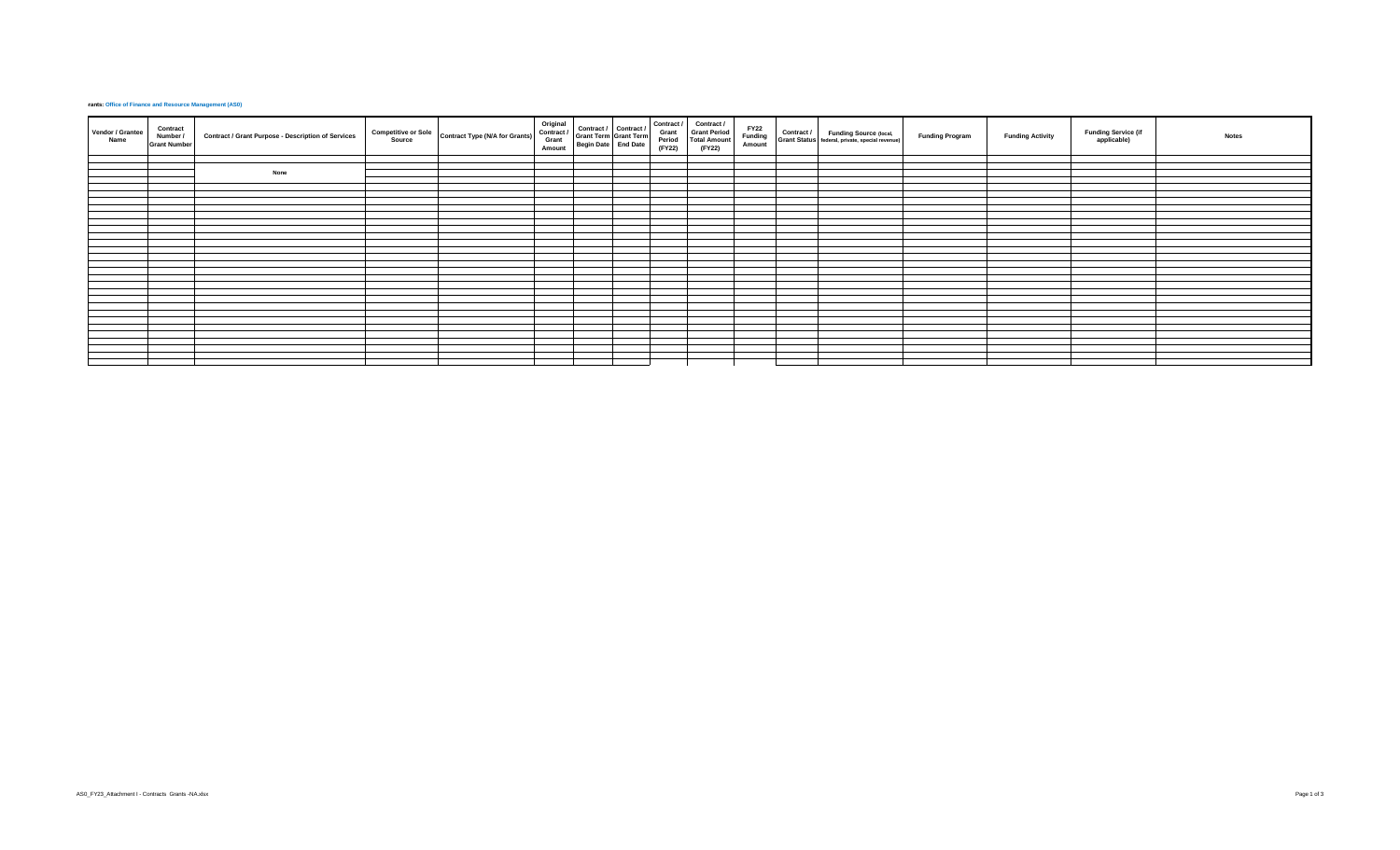rants: Office of Finance and Resource Management (AS0)

| Vendor / Grantee Name | Contract Number / Grant Number | Contract / Grant Purpose - Description of Services | Competitive or Sole Source | Contract Type (N/A for Grants) | Original Contract / Grant Amount | Contract / Grant Term Begin Date | Contract / Grant Term End Date | Contract / Grant Period (FY22) | Contract / Grant Period Total Amount (FY22) | FY22 Funding Amount | Contract / Grant Status | Funding Source (local, federal, private, special revenue) | Funding Program | Funding Activity | Funding Service (if applicable) | Notes |
|---|---|---|---|---|---|---|---|---|---|---|---|---|---|---|---|---|
| | | None | | | | | | | | | | | | | | |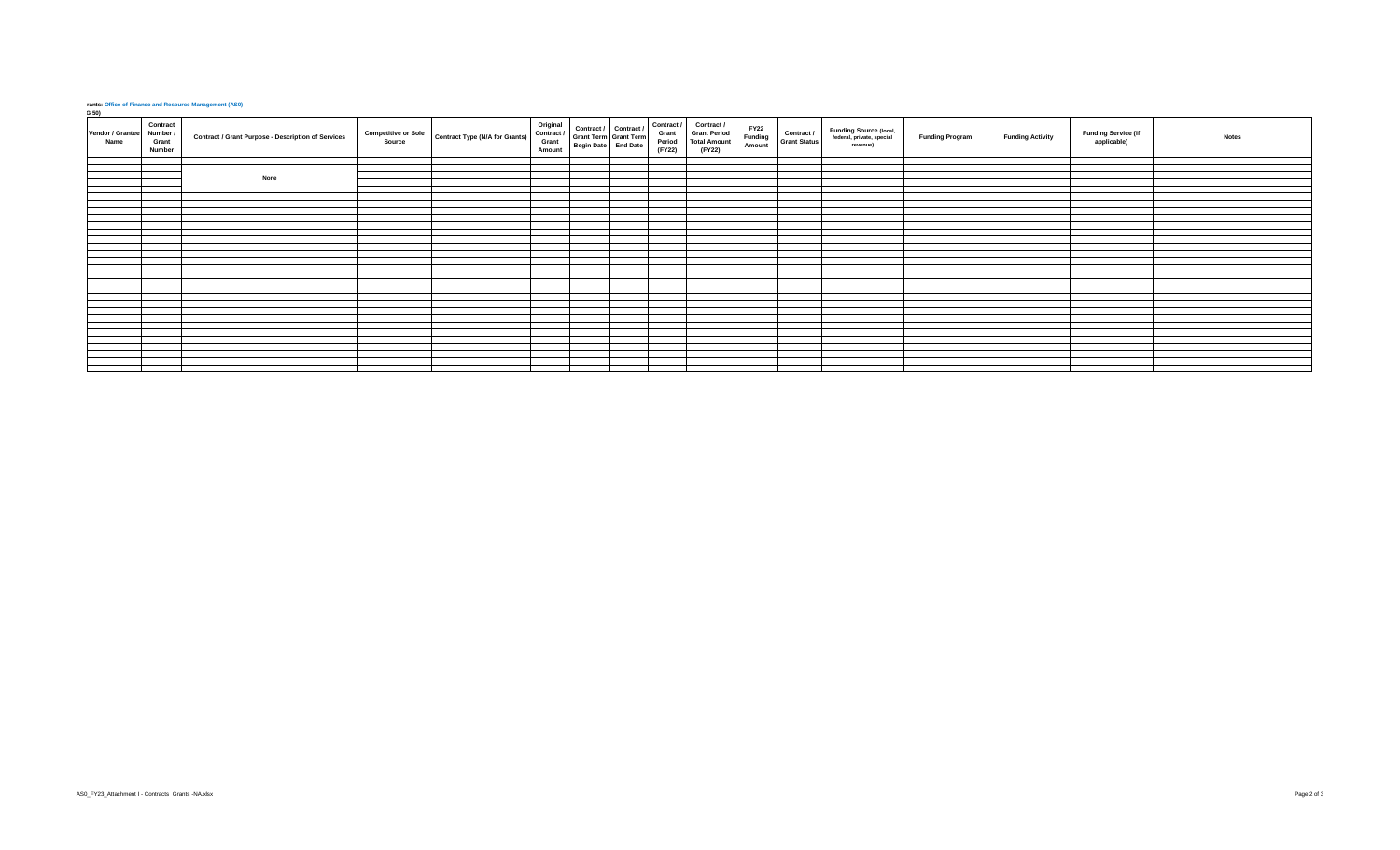rants: Office of Finance and Resource Management (AS0)
G 50)

| Vendor / Grantee Name | Contract Number / Grant Number | Contract / Grant Purpose - Description of Services | Competitive or Sole Source | Contract Type (N/A for Grants) | Original Contract / Grant Amount | Contract / Grant Term Begin Date | Contract / Grant Term End Date | Contract / Grant Period (FY22) | Contract / Grant Period Total Amount (FY22) | FY22 Funding Amount | Contract / Grant Status | Funding Source (local, federal, private, special revenue) | Funding Program | Funding Activity | Funding Service (if applicable) | Notes |
|---|---|---|---|---|---|---|---|---|---|---|---|---|---|---|---|---|
| | | None | | | | | | | | | | | | | | |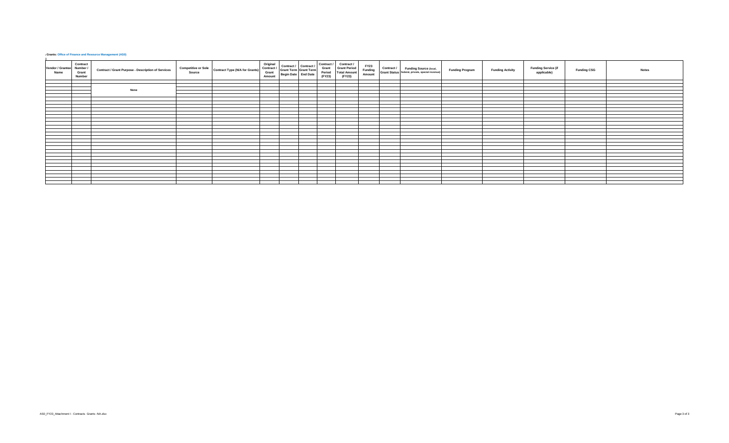**Grants: Office of Finance and Resource Management (AS0)**

| Vendor / Grantee Name | Contract Number / Grant Number | Contract / Grant Purpose - Description of Services | Competitive or Sole Source | Contract Type (N/A for Grants) | Original Contract / Grant Amount | Contract / Grant Term Begin Date | Contract / Grant Term End Date | Contract / Grant Period (FY23) | Contract / Grant Period Total Amount (FY23) | FY23 Funding Amount | Contract / Grant Status | Funding Source (local, federal, private, special revenue) | Funding Program | Funding Activity | Funding Service (if applicable) | Funding CSG | Notes |
|---|---|---|---|---|---|---|---|---|---|---|---|---|---|---|---|---|---|
| | | None | | | | | | | | | | | | | | | |